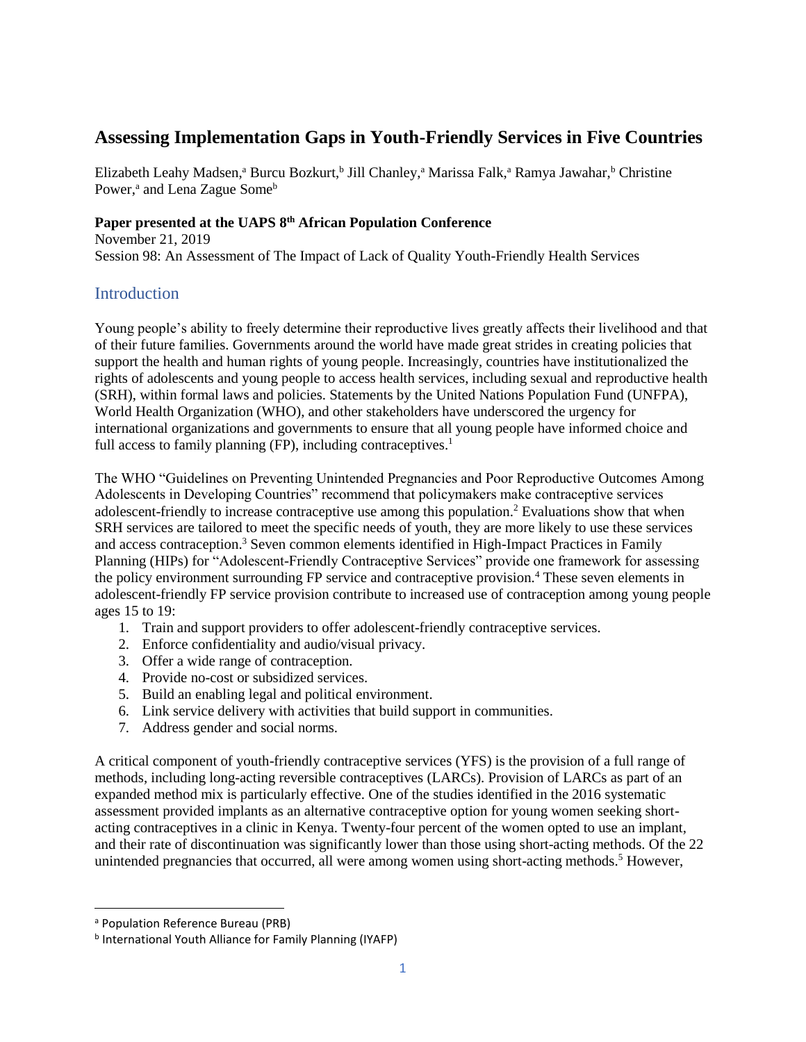# Assessing Implementation Gaps in Youth-Friendly Services in Five Countries

Elizabeth Leahy Madsen,[a] Burcu Bozkurt,[b] Jill Chanley,[a] Marissa Falk,[a] Ramya Jawahar,[b] Christine Power,[a] and Lena Zague Some[b]

**Paper presented at the UAPS 8th African Population Conference**
November 21, 2019
Session 98: An Assessment of The Impact of Lack of Quality Youth-Friendly Health Services

## Introduction

Young people's ability to freely determine their reproductive lives greatly affects their livelihood and that of their future families. Governments around the world have made great strides in creating policies that support the health and human rights of young people. Increasingly, countries have institutionalized the rights of adolescents and young people to access health services, including sexual and reproductive health (SRH), within formal laws and policies. Statements by the United Nations Population Fund (UNFPA), World Health Organization (WHO), and other stakeholders have underscored the urgency for international organizations and governments to ensure that all young people have informed choice and full access to family planning (FP), including contraceptives.[1]

The WHO "Guidelines on Preventing Unintended Pregnancies and Poor Reproductive Outcomes Among Adolescents in Developing Countries" recommend that policymakers make contraceptive services adolescent-friendly to increase contraceptive use among this population.[2] Evaluations show that when SRH services are tailored to meet the specific needs of youth, they are more likely to use these services and access contraception.[3] Seven common elements identified in High-Impact Practices in Family Planning (HIPs) for "Adolescent-Friendly Contraceptive Services" provide one framework for assessing the policy environment surrounding FP service and contraceptive provision.[4] These seven elements in adolescent-friendly FP service provision contribute to increased use of contraception among young people ages 15 to 19:

1. Train and support providers to offer adolescent-friendly contraceptive services.
2. Enforce confidentiality and audio/visual privacy.
3. Offer a wide range of contraception.
4. Provide no-cost or subsidized services.
5. Build an enabling legal and political environment.
6. Link service delivery with activities that build support in communities.
7. Address gender and social norms.

A critical component of youth-friendly contraceptive services (YFS) is the provision of a full range of methods, including long-acting reversible contraceptives (LARCs). Provision of LARCs as part of an expanded method mix is particularly effective. One of the studies identified in the 2016 systematic assessment provided implants as an alternative contraceptive option for young women seeking short-acting contraceptives in a clinic in Kenya. Twenty-four percent of the women opted to use an implant, and their rate of discontinuation was significantly lower than those using short-acting methods. Of the 22 unintended pregnancies that occurred, all were among women using short-acting methods.[5] However,

---

[a] Population Reference Bureau (PRB)
[b] International Youth Alliance for Family Planning (IYAFP)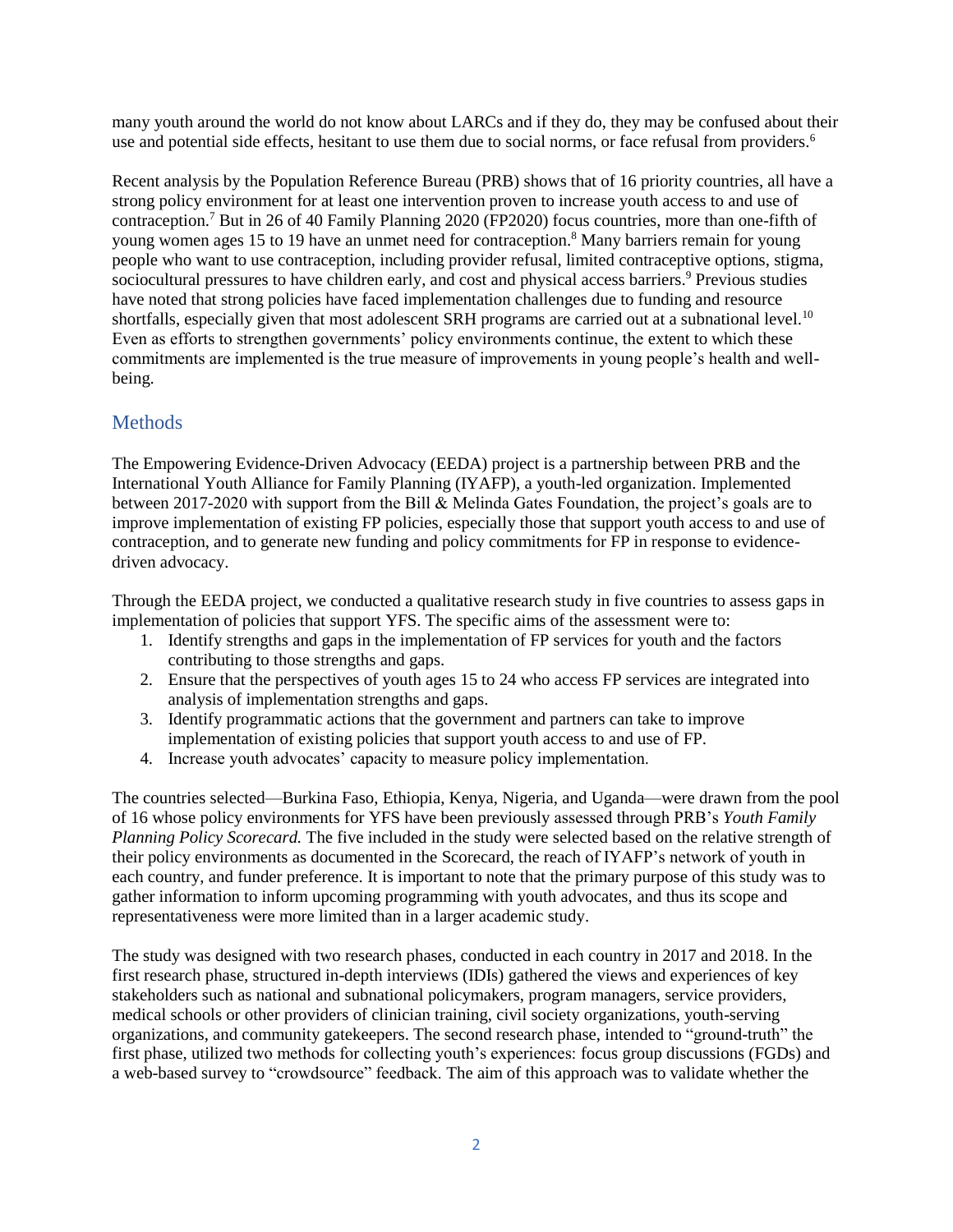many youth around the world do not know about LARCs and if they do, they may be confused about their use and potential side effects, hesitant to use them due to social norms, or face refusal from providers.[6]

Recent analysis by the Population Reference Bureau (PRB) shows that of 16 priority countries, all have a strong policy environment for at least one intervention proven to increase youth access to and use of contraception.[7] But in 26 of 40 Family Planning 2020 (FP2020) focus countries, more than one-fifth of young women ages 15 to 19 have an unmet need for contraception.[8] Many barriers remain for young people who want to use contraception, including provider refusal, limited contraceptive options, stigma, sociocultural pressures to have children early, and cost and physical access barriers.[9] Previous studies have noted that strong policies have faced implementation challenges due to funding and resource shortfalls, especially given that most adolescent SRH programs are carried out at a subnational level.[10] Even as efforts to strengthen governments' policy environments continue, the extent to which these commitments are implemented is the true measure of improvements in young people's health and well-being.

## Methods

The Empowering Evidence-Driven Advocacy (EEDA) project is a partnership between PRB and the International Youth Alliance for Family Planning (IYAFP), a youth-led organization. Implemented between 2017-2020 with support from the Bill & Melinda Gates Foundation, the project's goals are to improve implementation of existing FP policies, especially those that support youth access to and use of contraception, and to generate new funding and policy commitments for FP in response to evidence-driven advocacy.

Through the EEDA project, we conducted a qualitative research study in five countries to assess gaps in implementation of policies that support YFS. The specific aims of the assessment were to:

1. Identify strengths and gaps in the implementation of FP services for youth and the factors contributing to those strengths and gaps.
2. Ensure that the perspectives of youth ages 15 to 24 who access FP services are integrated into analysis of implementation strengths and gaps.
3. Identify programmatic actions that the government and partners can take to improve implementation of existing policies that support youth access to and use of FP.
4. Increase youth advocates' capacity to measure policy implementation.

The countries selected—Burkina Faso, Ethiopia, Kenya, Nigeria, and Uganda—were drawn from the pool of 16 whose policy environments for YFS have been previously assessed through PRB's *Youth Family Planning Policy Scorecard.* The five included in the study were selected based on the relative strength of their policy environments as documented in the Scorecard, the reach of IYAFP's network of youth in each country, and funder preference. It is important to note that the primary purpose of this study was to gather information to inform upcoming programming with youth advocates, and thus its scope and representativeness were more limited than in a larger academic study.

The study was designed with two research phases, conducted in each country in 2017 and 2018. In the first research phase, structured in-depth interviews (IDIs) gathered the views and experiences of key stakeholders such as national and subnational policymakers, program managers, service providers, medical schools or other providers of clinician training, civil society organizations, youth-serving organizations, and community gatekeepers. The second research phase, intended to "ground-truth" the first phase, utilized two methods for collecting youth's experiences: focus group discussions (FGDs) and a web-based survey to "crowdsource" feedback. The aim of this approach was to validate whether the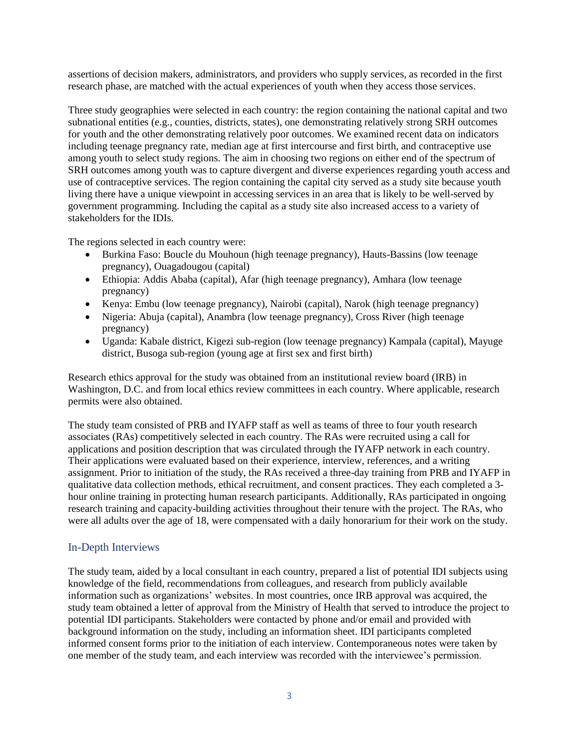assertions of decision makers, administrators, and providers who supply services, as recorded in the first research phase, are matched with the actual experiences of youth when they access those services.

Three study geographies were selected in each country: the region containing the national capital and two subnational entities (e.g., counties, districts, states), one demonstrating relatively strong SRH outcomes for youth and the other demonstrating relatively poor outcomes. We examined recent data on indicators including teenage pregnancy rate, median age at first intercourse and first birth, and contraceptive use among youth to select study regions. The aim in choosing two regions on either end of the spectrum of SRH outcomes among youth was to capture divergent and diverse experiences regarding youth access and use of contraceptive services. The region containing the capital city served as a study site because youth living there have a unique viewpoint in accessing services in an area that is likely to be well-served by government programming. Including the capital as a study site also increased access to a variety of stakeholders for the IDIs.

The regions selected in each country were:

- Burkina Faso: Boucle du Mouhoun (high teenage pregnancy), Hauts-Bassins (low teenage pregnancy), Ouagadougou (capital)
- Ethiopia: Addis Ababa (capital), Afar (high teenage pregnancy), Amhara (low teenage pregnancy)
- Kenya: Embu (low teenage pregnancy), Nairobi (capital), Narok (high teenage pregnancy)
- Nigeria: Abuja (capital), Anambra (low teenage pregnancy), Cross River (high teenage pregnancy)
- Uganda: Kabale district, Kigezi sub-region (low teenage pregnancy) Kampala (capital), Mayuge district, Busoga sub-region (young age at first sex and first birth)

Research ethics approval for the study was obtained from an institutional review board (IRB) in Washington, D.C. and from local ethics review committees in each country. Where applicable, research permits were also obtained.

The study team consisted of PRB and IYAFP staff as well as teams of three to four youth research associates (RAs) competitively selected in each country. The RAs were recruited using a call for applications and position description that was circulated through the IYAFP network in each country. Their applications were evaluated based on their experience, interview, references, and a writing assignment. Prior to initiation of the study, the RAs received a three-day training from PRB and IYAFP in qualitative data collection methods, ethical recruitment, and consent practices. They each completed a 3-hour online training in protecting human research participants. Additionally, RAs participated in ongoing research training and capacity-building activities throughout their tenure with the project. The RAs, who were all adults over the age of 18, were compensated with a daily honorarium for their work on the study.

## In-Depth Interviews

The study team, aided by a local consultant in each country, prepared a list of potential IDI subjects using knowledge of the field, recommendations from colleagues, and research from publicly available information such as organizations' websites. In most countries, once IRB approval was acquired, the study team obtained a letter of approval from the Ministry of Health that served to introduce the project to potential IDI participants. Stakeholders were contacted by phone and/or email and provided with background information on the study, including an information sheet. IDI participants completed informed consent forms prior to the initiation of each interview. Contemporaneous notes were taken by one member of the study team, and each interview was recorded with the interviewee's permission.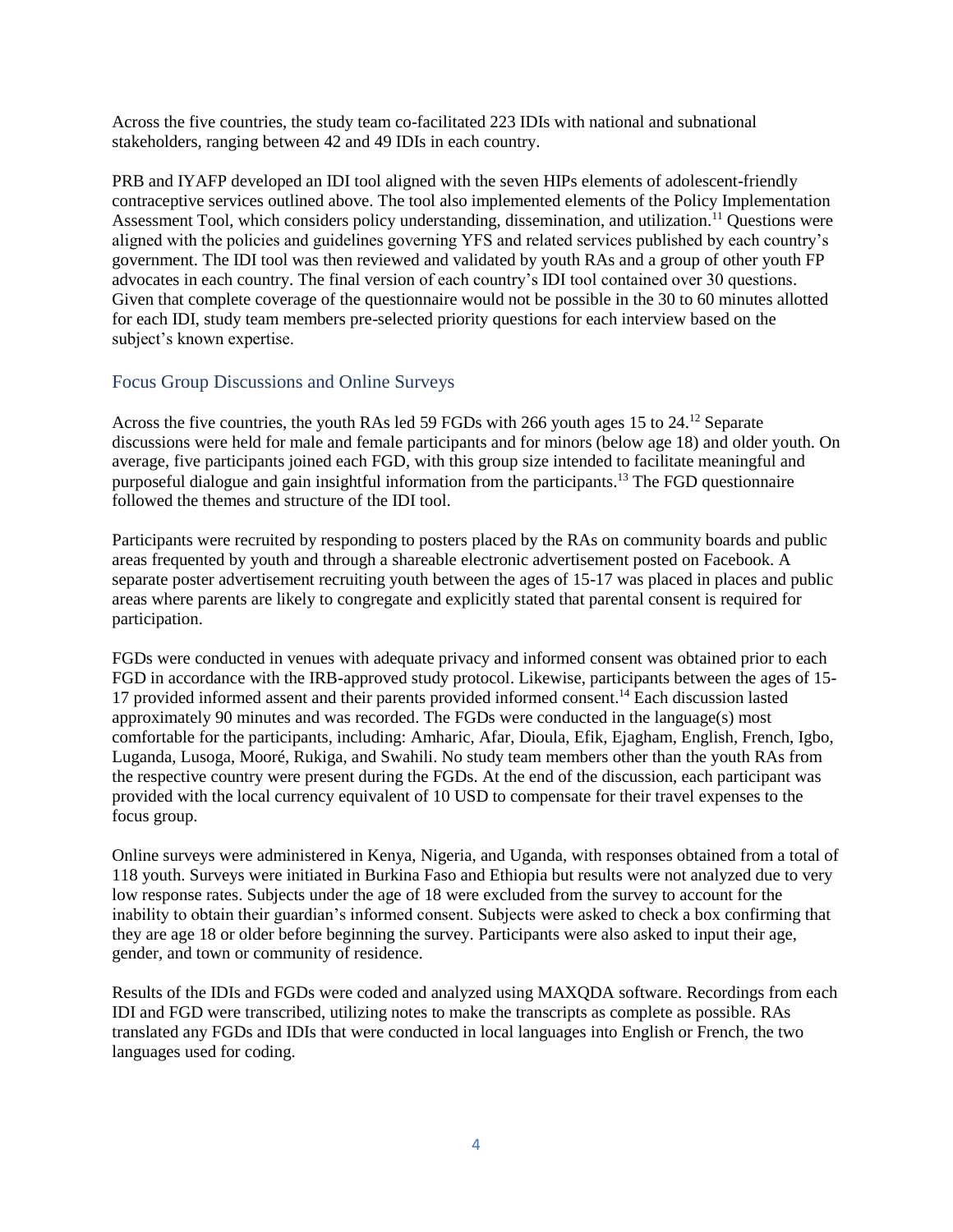Across the five countries, the study team co-facilitated 223 IDIs with national and subnational stakeholders, ranging between 42 and 49 IDIs in each country.

PRB and IYAFP developed an IDI tool aligned with the seven HIPs elements of adolescent-friendly contraceptive services outlined above. The tool also implemented elements of the Policy Implementation Assessment Tool, which considers policy understanding, dissemination, and utilization.[11] Questions were aligned with the policies and guidelines governing YFS and related services published by each country's government. The IDI tool was then reviewed and validated by youth RAs and a group of other youth FP advocates in each country. The final version of each country's IDI tool contained over 30 questions. Given that complete coverage of the questionnaire would not be possible in the 30 to 60 minutes allotted for each IDI, study team members pre-selected priority questions for each interview based on the subject's known expertise.

## Focus Group Discussions and Online Surveys

Across the five countries, the youth RAs led 59 FGDs with 266 youth ages 15 to 24.[12] Separate discussions were held for male and female participants and for minors (below age 18) and older youth. On average, five participants joined each FGD, with this group size intended to facilitate meaningful and purposeful dialogue and gain insightful information from the participants.[13] The FGD questionnaire followed the themes and structure of the IDI tool.

Participants were recruited by responding to posters placed by the RAs on community boards and public areas frequented by youth and through a shareable electronic advertisement posted on Facebook. A separate poster advertisement recruiting youth between the ages of 15-17 was placed in places and public areas where parents are likely to congregate and explicitly stated that parental consent is required for participation.

FGDs were conducted in venues with adequate privacy and informed consent was obtained prior to each FGD in accordance with the IRB-approved study protocol. Likewise, participants between the ages of 15-17 provided informed assent and their parents provided informed consent.[14] Each discussion lasted approximately 90 minutes and was recorded. The FGDs were conducted in the language(s) most comfortable for the participants, including: Amharic, Afar, Dioula, Efik, Ejagham, English, French, Igbo, Luganda, Lusoga, Mooré, Rukiga, and Swahili. No study team members other than the youth RAs from the respective country were present during the FGDs. At the end of the discussion, each participant was provided with the local currency equivalent of 10 USD to compensate for their travel expenses to the focus group.

Online surveys were administered in Kenya, Nigeria, and Uganda, with responses obtained from a total of 118 youth. Surveys were initiated in Burkina Faso and Ethiopia but results were not analyzed due to very low response rates. Subjects under the age of 18 were excluded from the survey to account for the inability to obtain their guardian's informed consent. Subjects were asked to check a box confirming that they are age 18 or older before beginning the survey. Participants were also asked to input their age, gender, and town or community of residence.

Results of the IDIs and FGDs were coded and analyzed using MAXQDA software. Recordings from each IDI and FGD were transcribed, utilizing notes to make the transcripts as complete as possible. RAs translated any FGDs and IDIs that were conducted in local languages into English or French, the two languages used for coding.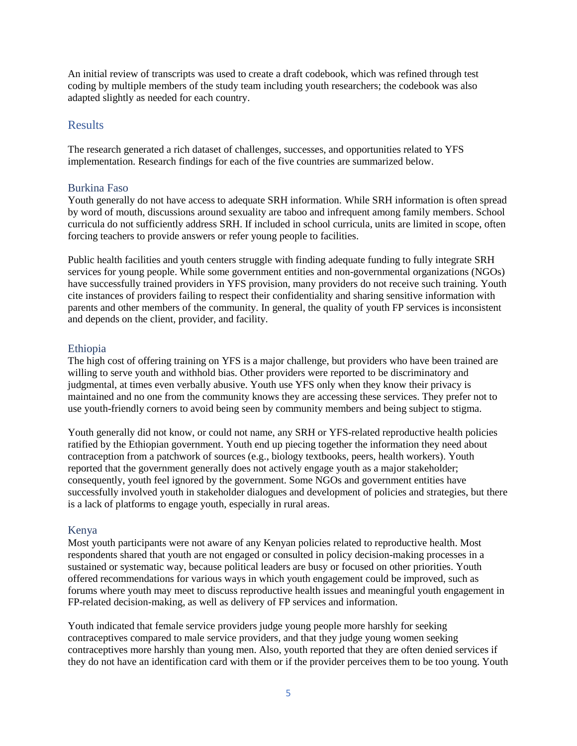An initial review of transcripts was used to create a draft codebook, which was refined through test coding by multiple members of the study team including youth researchers; the codebook was also adapted slightly as needed for each country.

## Results

The research generated a rich dataset of challenges, successes, and opportunities related to YFS implementation. Research findings for each of the five countries are summarized below.

### Burkina Faso

Youth generally do not have access to adequate SRH information. While SRH information is often spread by word of mouth, discussions around sexuality are taboo and infrequent among family members. School curricula do not sufficiently address SRH. If included in school curricula, units are limited in scope, often forcing teachers to provide answers or refer young people to facilities.

Public health facilities and youth centers struggle with finding adequate funding to fully integrate SRH services for young people. While some government entities and non-governmental organizations (NGOs) have successfully trained providers in YFS provision, many providers do not receive such training. Youth cite instances of providers failing to respect their confidentiality and sharing sensitive information with parents and other members of the community. In general, the quality of youth FP services is inconsistent and depends on the client, provider, and facility.

### Ethiopia

The high cost of offering training on YFS is a major challenge, but providers who have been trained are willing to serve youth and withhold bias. Other providers were reported to be discriminatory and judgmental, at times even verbally abusive. Youth use YFS only when they know their privacy is maintained and no one from the community knows they are accessing these services. They prefer not to use youth-friendly corners to avoid being seen by community members and being subject to stigma.

Youth generally did not know, or could not name, any SRH or YFS-related reproductive health policies ratified by the Ethiopian government. Youth end up piecing together the information they need about contraception from a patchwork of sources (e.g., biology textbooks, peers, health workers). Youth reported that the government generally does not actively engage youth as a major stakeholder; consequently, youth feel ignored by the government. Some NGOs and government entities have successfully involved youth in stakeholder dialogues and development of policies and strategies, but there is a lack of platforms to engage youth, especially in rural areas.

### Kenya

Most youth participants were not aware of any Kenyan policies related to reproductive health. Most respondents shared that youth are not engaged or consulted in policy decision-making processes in a sustained or systematic way, because political leaders are busy or focused on other priorities. Youth offered recommendations for various ways in which youth engagement could be improved, such as forums where youth may meet to discuss reproductive health issues and meaningful youth engagement in FP-related decision-making, as well as delivery of FP services and information.

Youth indicated that female service providers judge young people more harshly for seeking contraceptives compared to male service providers, and that they judge young women seeking contraceptives more harshly than young men. Also, youth reported that they are often denied services if they do not have an identification card with them or if the provider perceives them to be too young. Youth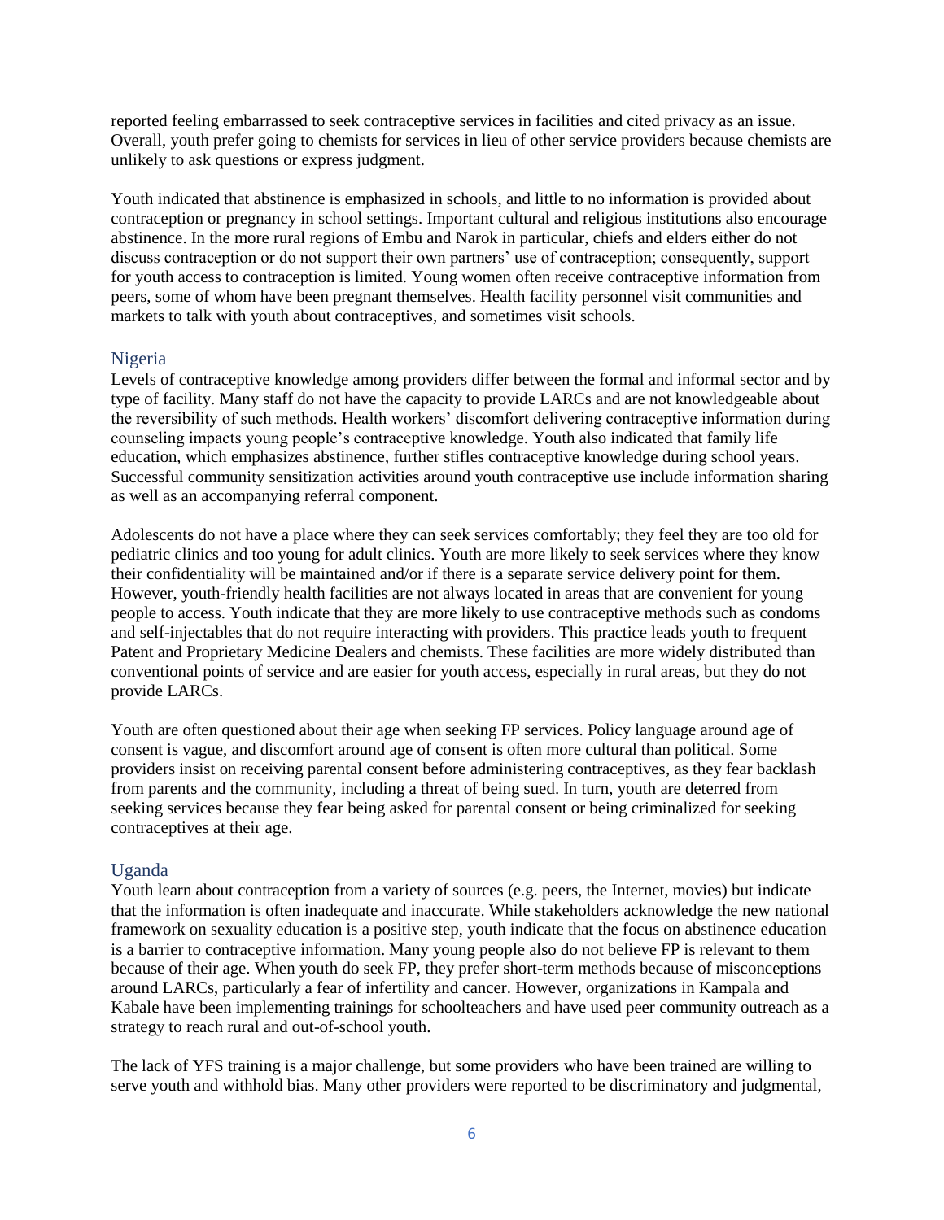reported feeling embarrassed to seek contraceptive services in facilities and cited privacy as an issue. Overall, youth prefer going to chemists for services in lieu of other service providers because chemists are unlikely to ask questions or express judgment.

Youth indicated that abstinence is emphasized in schools, and little to no information is provided about contraception or pregnancy in school settings. Important cultural and religious institutions also encourage abstinence. In the more rural regions of Embu and Narok in particular, chiefs and elders either do not discuss contraception or do not support their own partners' use of contraception; consequently, support for youth access to contraception is limited. Young women often receive contraceptive information from peers, some of whom have been pregnant themselves. Health facility personnel visit communities and markets to talk with youth about contraceptives, and sometimes visit schools.

### Nigeria

Levels of contraceptive knowledge among providers differ between the formal and informal sector and by type of facility. Many staff do not have the capacity to provide LARCs and are not knowledgeable about the reversibility of such methods. Health workers' discomfort delivering contraceptive information during counseling impacts young people's contraceptive knowledge. Youth also indicated that family life education, which emphasizes abstinence, further stifles contraceptive knowledge during school years. Successful community sensitization activities around youth contraceptive use include information sharing as well as an accompanying referral component.

Adolescents do not have a place where they can seek services comfortably; they feel they are too old for pediatric clinics and too young for adult clinics. Youth are more likely to seek services where they know their confidentiality will be maintained and/or if there is a separate service delivery point for them. However, youth-friendly health facilities are not always located in areas that are convenient for young people to access. Youth indicate that they are more likely to use contraceptive methods such as condoms and self-injectables that do not require interacting with providers. This practice leads youth to frequent Patent and Proprietary Medicine Dealers and chemists. These facilities are more widely distributed than conventional points of service and are easier for youth access, especially in rural areas, but they do not provide LARCs.

Youth are often questioned about their age when seeking FP services. Policy language around age of consent is vague, and discomfort around age of consent is often more cultural than political. Some providers insist on receiving parental consent before administering contraceptives, as they fear backlash from parents and the community, including a threat of being sued. In turn, youth are deterred from seeking services because they fear being asked for parental consent or being criminalized for seeking contraceptives at their age.

### Uganda

Youth learn about contraception from a variety of sources (e.g. peers, the Internet, movies) but indicate that the information is often inadequate and inaccurate. While stakeholders acknowledge the new national framework on sexuality education is a positive step, youth indicate that the focus on abstinence education is a barrier to contraceptive information. Many young people also do not believe FP is relevant to them because of their age. When youth do seek FP, they prefer short-term methods because of misconceptions around LARCs, particularly a fear of infertility and cancer. However, organizations in Kampala and Kabale have been implementing trainings for schoolteachers and have used peer community outreach as a strategy to reach rural and out-of-school youth.

The lack of YFS training is a major challenge, but some providers who have been trained are willing to serve youth and withhold bias. Many other providers were reported to be discriminatory and judgmental,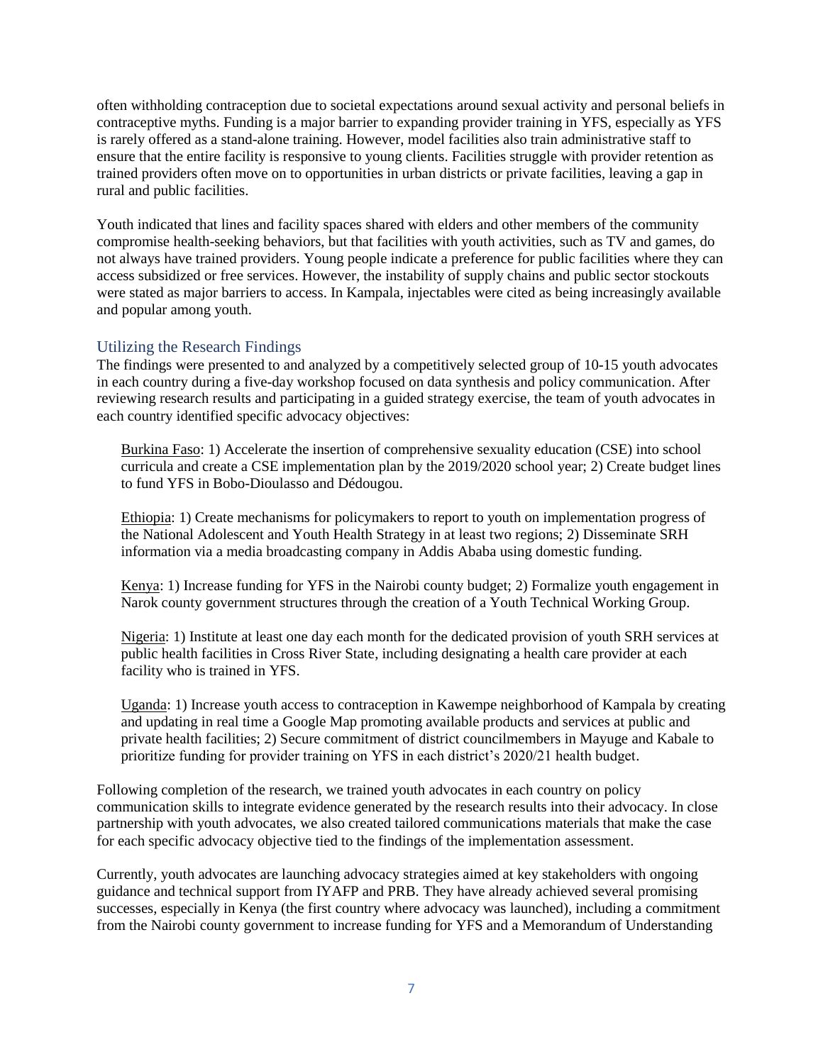often withholding contraception due to societal expectations around sexual activity and personal beliefs in contraceptive myths. Funding is a major barrier to expanding provider training in YFS, especially as YFS is rarely offered as a stand-alone training. However, model facilities also train administrative staff to ensure that the entire facility is responsive to young clients. Facilities struggle with provider retention as trained providers often move on to opportunities in urban districts or private facilities, leaving a gap in rural and public facilities.

Youth indicated that lines and facility spaces shared with elders and other members of the community compromise health-seeking behaviors, but that facilities with youth activities, such as TV and games, do not always have trained providers. Young people indicate a preference for public facilities where they can access subsidized or free services. However, the instability of supply chains and public sector stockouts were stated as major barriers to access. In Kampala, injectables were cited as being increasingly available and popular among youth.

## Utilizing the Research Findings

The findings were presented to and analyzed by a competitively selected group of 10-15 youth advocates in each country during a five-day workshop focused on data synthesis and policy communication. After reviewing research results and participating in a guided strategy exercise, the team of youth advocates in each country identified specific advocacy objectives:

<u>Burkina Faso</u>: 1) Accelerate the insertion of comprehensive sexuality education (CSE) into school curricula and create a CSE implementation plan by the 2019/2020 school year; 2) Create budget lines to fund YFS in Bobo-Dioulasso and Dédougou.

<u>Ethiopia</u>: 1) Create mechanisms for policymakers to report to youth on implementation progress of the National Adolescent and Youth Health Strategy in at least two regions; 2) Disseminate SRH information via a media broadcasting company in Addis Ababa using domestic funding.

<u>Kenya</u>: 1) Increase funding for YFS in the Nairobi county budget; 2) Formalize youth engagement in Narok county government structures through the creation of a Youth Technical Working Group.

<u>Nigeria</u>: 1) Institute at least one day each month for the dedicated provision of youth SRH services at public health facilities in Cross River State, including designating a health care provider at each facility who is trained in YFS.

<u>Uganda</u>: 1) Increase youth access to contraception in Kawempe neighborhood of Kampala by creating and updating in real time a Google Map promoting available products and services at public and private health facilities; 2) Secure commitment of district councilmembers in Mayuge and Kabale to prioritize funding for provider training on YFS in each district's 2020/21 health budget.

Following completion of the research, we trained youth advocates in each country on policy communication skills to integrate evidence generated by the research results into their advocacy. In close partnership with youth advocates, we also created tailored communications materials that make the case for each specific advocacy objective tied to the findings of the implementation assessment.

Currently, youth advocates are launching advocacy strategies aimed at key stakeholders with ongoing guidance and technical support from IYAFP and PRB. They have already achieved several promising successes, especially in Kenya (the first country where advocacy was launched), including a commitment from the Nairobi county government to increase funding for YFS and a Memorandum of Understanding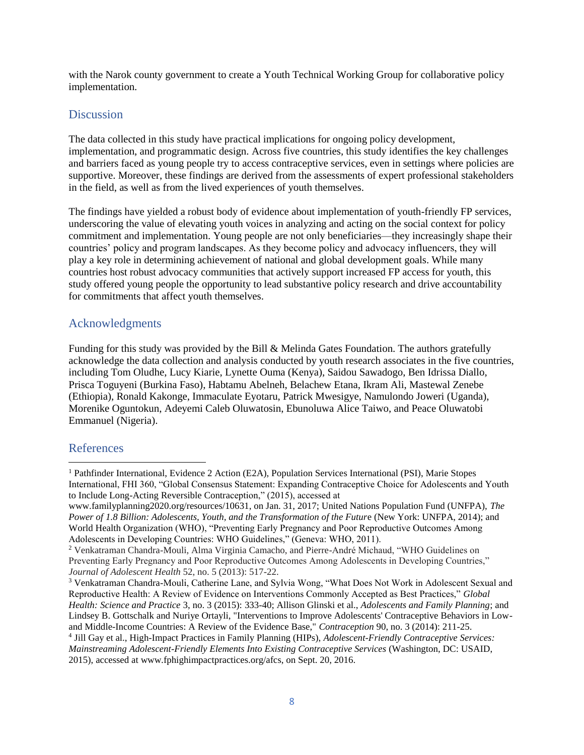with the Narok county government to create a Youth Technical Working Group for collaborative policy implementation.

## Discussion

The data collected in this study have practical implications for ongoing policy development, implementation, and programmatic design. Across five countries, this study identifies the key challenges and barriers faced as young people try to access contraceptive services, even in settings where policies are supportive. Moreover, these findings are derived from the assessments of expert professional stakeholders in the field, as well as from the lived experiences of youth themselves.

The findings have yielded a robust body of evidence about implementation of youth-friendly FP services, underscoring the value of elevating youth voices in analyzing and acting on the social context for policy commitment and implementation. Young people are not only beneficiaries—they increasingly shape their countries' policy and program landscapes. As they become policy and advocacy influencers, they will play a key role in determining achievement of national and global development goals. While many countries host robust advocacy communities that actively support increased FP access for youth, this study offered young people the opportunity to lead substantive policy research and drive accountability for commitments that affect youth themselves.

## Acknowledgments

Funding for this study was provided by the Bill & Melinda Gates Foundation. The authors gratefully acknowledge the data collection and analysis conducted by youth research associates in the five countries, including Tom Oludhe, Lucy Kiarie, Lynette Ouma (Kenya), Saidou Sawadogo, Ben Idrissa Diallo, Prisca Toguyeni (Burkina Faso), Habtamu Abelneh, Belachew Etana, Ikram Ali, Mastewal Zenebe (Ethiopia), Ronald Kakonge, Immaculate Eyotaru, Patrick Mwesigye, Namulondo Joweri (Uganda), Morenike Oguntokun, Adeyemi Caleb Oluwatosin, Ebunoluwa Alice Taiwo, and Peace Oluwatobi Emmanuel (Nigeria).

## References

[1] Pathfinder International, Evidence 2 Action (E2A), Population Services International (PSI), Marie Stopes International, FHI 360, "Global Consensus Statement: Expanding Contraceptive Choice for Adolescents and Youth to Include Long-Acting Reversible Contraception," (2015), accessed at www.familyplanning2020.org/resources/10631, on Jan. 31, 2017; United Nations Population Fund (UNFPA), *The Power of 1.8 Billion: Adolescents, Youth, and the Transformation of the Future* (New York: UNFPA, 2014); and World Health Organization (WHO), "Preventing Early Pregnancy and Poor Reproductive Outcomes Among Adolescents in Developing Countries: WHO Guidelines," (Geneva: WHO, 2011).

[2] Venkatraman Chandra-Mouli, Alma Virginia Camacho, and Pierre-André Michaud, "WHO Guidelines on Preventing Early Pregnancy and Poor Reproductive Outcomes Among Adolescents in Developing Countries," *Journal of Adolescent Health* 52, no. 5 (2013): 517-22.

[3] Venkatraman Chandra-Mouli, Catherine Lane, and Sylvia Wong, "What Does Not Work in Adolescent Sexual and Reproductive Health: A Review of Evidence on Interventions Commonly Accepted as Best Practices," *Global Health: Science and Practice* 3, no. 3 (2015): 333-40; Allison Glinski et al., *Adolescents and Family Planning*; and Lindsey B. Gottschalk and Nuriye Ortayli, "Interventions to Improve Adolescents' Contraceptive Behaviors in Low- and Middle-Income Countries: A Review of the Evidence Base," *Contraception* 90, no. 3 (2014): 211-25.

[4] Jill Gay et al., High-Impact Practices in Family Planning (HIPs), *Adolescent-Friendly Contraceptive Services: Mainstreaming Adolescent-Friendly Elements Into Existing Contraceptive Services* (Washington, DC: USAID, 2015), accessed at www.fphighimpactpractices.org/afcs, on Sept. 20, 2016.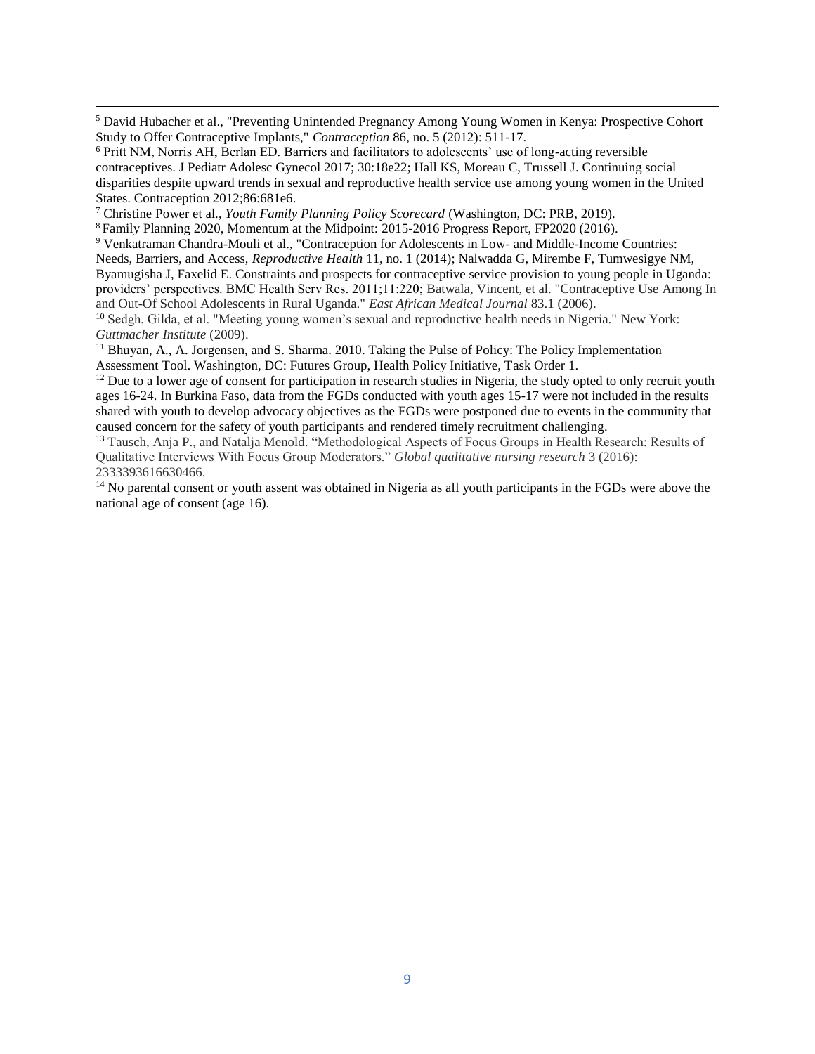[5] David Hubacher et al., "Preventing Unintended Pregnancy Among Young Women in Kenya: Prospective Cohort Study to Offer Contraceptive Implants," *Contraception* 86, no. 5 (2012): 511-17.

[6] Pritt NM, Norris AH, Berlan ED. Barriers and facilitators to adolescents' use of long-acting reversible contraceptives. J Pediatr Adolesc Gynecol 2017; 30:18e22; Hall KS, Moreau C, Trussell J. Continuing social disparities despite upward trends in sexual and reproductive health service use among young women in the United States. Contraception 2012;86:681e6.

[7] Christine Power et al., *Youth Family Planning Policy Scorecard* (Washington, DC: PRB, 2019).

[8] Family Planning 2020, Momentum at the Midpoint: 2015-2016 Progress Report, FP2020 (2016).

[9] Venkatraman Chandra-Mouli et al., "Contraception for Adolescents in Low- and Middle-Income Countries: Needs, Barriers, and Access, *Reproductive Health* 11, no. 1 (2014); Nalwadda G, Mirembe F, Tumwesigye NM, Byamugisha J, Faxelid E. Constraints and prospects for contraceptive service provision to young people in Uganda: providers' perspectives. BMC Health Serv Res. 2011;11:220; Batwala, Vincent, et al. "Contraceptive Use Among In and Out-Of School Adolescents in Rural Uganda." *East African Medical Journal* 83.1 (2006).

[10] Sedgh, Gilda, et al. "Meeting young women's sexual and reproductive health needs in Nigeria." New York: *Guttmacher Institute* (2009).

[11] Bhuyan, A., A. Jorgensen, and S. Sharma. 2010. Taking the Pulse of Policy: The Policy Implementation Assessment Tool. Washington, DC: Futures Group, Health Policy Initiative, Task Order 1.

[12] Due to a lower age of consent for participation in research studies in Nigeria, the study opted to only recruit youth ages 16-24. In Burkina Faso, data from the FGDs conducted with youth ages 15-17 were not included in the results shared with youth to develop advocacy objectives as the FGDs were postponed due to events in the community that caused concern for the safety of youth participants and rendered timely recruitment challenging.

[13] Tausch, Anja P., and Natalja Menold. "Methodological Aspects of Focus Groups in Health Research: Results of Qualitative Interviews With Focus Group Moderators." *Global qualitative nursing research* 3 (2016): 2333393616630466.

[14] No parental consent or youth assent was obtained in Nigeria as all youth participants in the FGDs were above the national age of consent (age 16).